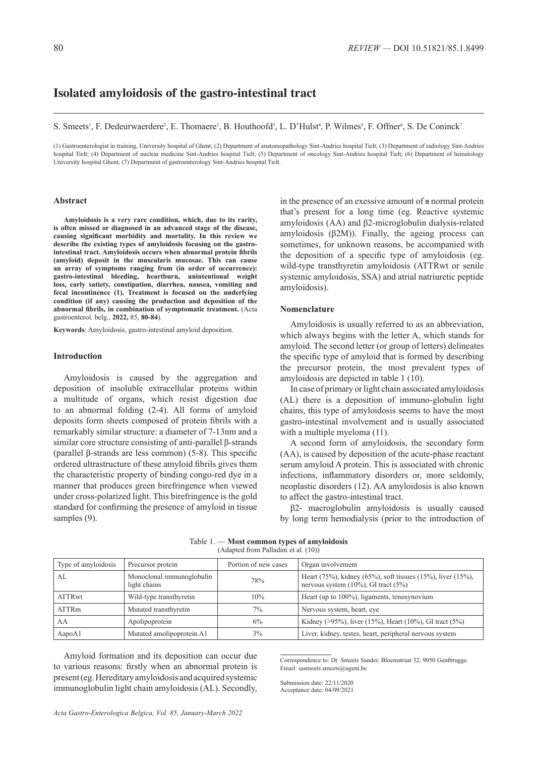# Isolated amyloidosis of the gastro-intestinal tract

S. Smeets[1], F. Dedeurwaerdere[2], E. Thomaere[3], B. Houthoofd[3], L. D'Hulst[4], P. Wilmes[5], F. Offner[6], S. De Coninck[7]

(1) Gastroenterologist in training, University hospital of Ghent; (2) Department of anatomopathology Sint-Andries hospital Tielt; (3) Department of radiology Sint-Andries hospital Tielt; (4) Department of nuclear medicine Sint-Andries hospital Tielt; (5) Department of oncology Sint-Andries hospital Tielt; (6) Department of hematology University hospital Ghent; (7) Department of gastroenterology Sint-Andries hospital Tielt.

### Abstract

**Amyloidosis is a very rare condition, which, due to its rarity, is often missed or diagnosed in an advanced stage of the disease, causing significant morbidity and mortality. In this review we describe the existing types of amyloidosis focusing on the gastro-intestinal tract. Amyloidosis occurs when abnormal protein fibrils (amyloid) deposit in the muscularis mucosae. This can cause an array of symptoms ranging from (in order of occurrence): gastro-intestinal bleeding, heartburn, unintentional weight loss, early satiety, constipation, diarrhea, nausea, vomiting and fecal incontinence (1). Treatment is focused on the underlying condition (if any) causing the production and deposition of the abnormal fibrils, in combination of symptomatic treatment.** (Acta gastroenterol. belg., **2022,** 85, **80-84**).

**Keywords**: Amyloidosis, gastro-intestinal amyloid deposition.

### Introduction

Amyloidosis is caused by the aggregation and deposition of insoluble extracellular proteins within a multitude of organs, which resist digestion due to an abnormal folding (2-4). All forms of amyloid deposits form sheets composed of protein fibrils with a remarkably similar structure: a diameter of 7-13nm and a similar core structure consisting of anti-parallel β-strands (parallel β-strands are less common) (5-8). This specific ordered ultrastructure of these amyloid fibrils gives them the characteristic property of binding congo-red dye in a manner that produces green birefringence when viewed under cross-polarized light. This birefringence is the gold standard for confirming the presence of amyloid in tissue samples (9).

Amyloid formation and its deposition can occur due to various reasons: firstly when an abnormal protein is present (eg. Hereditary amyloidosis and acquired systemic immunoglobulin light chain amyloidosis (AL). Secondly, in the presence of an exessive amount of a normal protein that's present for a long time (eg. Reactive systemic amyloidosis (AA) and β2-microglobulin dialysis-related amyloidosis (β2M)). Finally, the ageing process can sometimes, for unknown reasons, be accompanied with the deposition of a specific type of amyloidosis (eg. wild-type transthyretin amyloidosis (ATTRwt or senile systemic amyloidosis, SSA) and atrial natriuretic peptide amyloidosis).

### Nomenclature

Amyloidosis is usually referred to as an abbreviation, which always begins with the letter A, which stands for amyloid. The second letter (or group of letters) delineates the specific type of amyloid that is formed by describing the precursor protein, the most prevalent types of amyloidosis are depicted in table 1 (10).

In case of primary or light chain associated amyloidosis (AL) there is a deposition of immuno-globulin light chains, this type of amyloidosis seems to have the most gastro-intestinal involvement and is usually associated with a multiple myeloma (11).

A second form of amyloidosis, the secondary form (AA), is caused by deposition of the acute-phase reactant serum amyloid A protein. This is associated with chronic infections, inflammatory disorders or, more seldomly, neoplastic disorders (12). AA amyloidosis is also known to affect the gastro-intestinal tract.

β2- macroglobulin amyloidosis is usually caused by long term hemodialysis (prior to the introduction of

Table 1. — **Most common types of amyloidosis**
(Adapted from Palladini et al. (10))

| Type of amyloidosis | Precursor protein | Portion of new cases | Organ involvement |
|---|---|---|---|
| AL | Monoclonal immunoglobulin light chains | 78% | Heart (75%), kidney (65%), soft tissues (15%), liver (15%), nervous system (10%), GI tract (5%) |
| ATTRwt | Wild-type transthyretin | 10% | Heart (up to 100%), ligaments, tenosynovium |
| ATTRm | Mutated transthyretin | 7% | Nervous system, heart, eye |
| AA | Apolipoprotein | 6% | Kidney (>95%), liver (15%), Heart (10%), GI tract (5%) |
| AapoA1 | Mutated amolipoprotein A1 | 3% | Liver, kidney, testes, heart, peripheral nervous system |

Correspondence to: Dr. Smeets Sander, Bloemstraat 32, 9050 Gentbrugge.
Email: sasmeets.smeets@ugent.be

Submission date: 22/11/2020
Acceptance date: 04/09/2021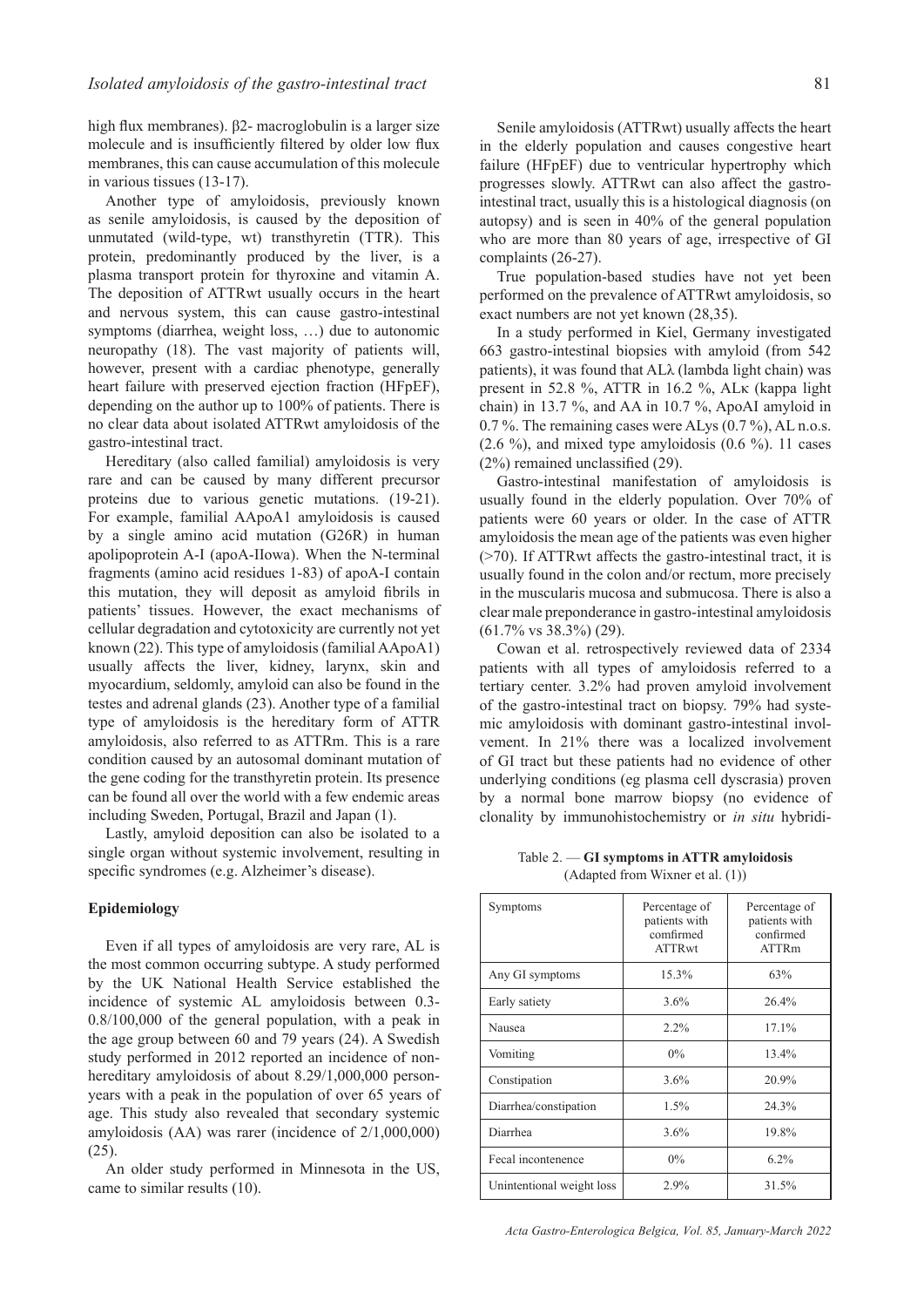high flux membranes). β2- macroglobulin is a larger size molecule and is insufficiently filtered by older low flux membranes, this can cause accumulation of this molecule in various tissues (13-17).

Another type of amyloidosis, previously known as senile amyloidosis, is caused by the deposition of unmutated (wild-type, wt) transthyretin (TTR). This protein, predominantly produced by the liver, is a plasma transport protein for thyroxine and vitamin A. The deposition of ATTRwt usually occurs in the heart and nervous system, this can cause gastro-intestinal symptoms (diarrhea, weight loss, …) due to autonomic neuropathy (18). The vast majority of patients will, however, present with a cardiac phenotype, generally heart failure with preserved ejection fraction (HFpEF), depending on the author up to 100% of patients. There is no clear data about isolated ATTRwt amyloidosis of the gastro-intestinal tract.

Hereditary (also called familial) amyloidosis is very rare and can be caused by many different precursor proteins due to various genetic mutations. (19-21). For example, familial AApoA1 amyloidosis is caused by a single amino acid mutation (G26R) in human apolipoprotein A-I (apoA-IIowa). When the N-terminal fragments (amino acid residues 1-83) of apoA-I contain this mutation, they will deposit as amyloid fibrils in patients' tissues. However, the exact mechanisms of cellular degradation and cytotoxicity are currently not yet known (22). This type of amyloidosis (familial AApoA1) usually affects the liver, kidney, larynx, skin and myocardium, seldomly, amyloid can also be found in the testes and adrenal glands (23). Another type of a familial type of amyloidosis is the hereditary form of ATTR amyloidosis, also referred to as ATTRm. This is a rare condition caused by an autosomal dominant mutation of the gene coding for the transthyretin protein. Its presence can be found all over the world with a few endemic areas including Sweden, Portugal, Brazil and Japan (1).

Lastly, amyloid deposition can also be isolated to a single organ without systemic involvement, resulting in specific syndromes (e.g. Alzheimer's disease).

### Epidemiology

Even if all types of amyloidosis are very rare, AL is the most common occurring subtype. A study performed by the UK National Health Service established the incidence of systemic AL amyloidosis between 0.3-0.8/100,000 of the general population, with a peak in the age group between 60 and 79 years (24). A Swedish study performed in 2012 reported an incidence of non-hereditary amyloidosis of about 8.29/1,000,000 person-years with a peak in the population of over 65 years of age. This study also revealed that secondary systemic amyloidosis (AA) was rarer (incidence of 2/1,000,000) (25).

An older study performed in Minnesota in the US, came to similar results (10).

Senile amyloidosis (ATTRwt) usually affects the heart in the elderly population and causes congestive heart failure (HFpEF) due to ventricular hypertrophy which progresses slowly. ATTRwt can also affect the gastro-intestinal tract, usually this is a histological diagnosis (on autopsy) and is seen in 40% of the general population who are more than 80 years of age, irrespective of GI complaints (26-27).

True population-based studies have not yet been performed on the prevalence of ATTRwt amyloidosis, so exact numbers are not yet known (28,35).

In a study performed in Kiel, Germany investigated 663 gastro-intestinal biopsies with amyloid (from 542 patients), it was found that ALλ (lambda light chain) was present in 52.8 %, ATTR in 16.2 %, ALκ (kappa light chain) in 13.7 %, and AA in 10.7 %, ApoAI amyloid in 0.7 %. The remaining cases were ALys (0.7 %), AL n.o.s. (2.6 %), and mixed type amyloidosis (0.6 %). 11 cases (2%) remained unclassified (29).

Gastro-intestinal manifestation of amyloidosis is usually found in the elderly population. Over 70% of patients were 60 years or older. In the case of ATTR amyloidosis the mean age of the patients was even higher (>70). If ATTRwt affects the gastro-intestinal tract, it is usually found in the colon and/or rectum, more precisely in the muscularis mucosa and submucosa. There is also a clear male preponderance in gastro-intestinal amyloidosis (61.7% vs 38.3%) (29).

Cowan et al. retrospectively reviewed data of 2334 patients with all types of amyloidosis referred to a tertiary center. 3.2% had proven amyloid involvement of the gastro-intestinal tract on biopsy. 79% had systemic amyloidosis with dominant gastro-intestinal involvement. In 21% there was a localized involvement of GI tract but these patients had no evidence of other underlying conditions (eg plasma cell dyscrasia) proven by a normal bone marrow biopsy (no evidence of clonality by immunohistochemistry or *in situ* hybridi-

Table 2. — **GI symptoms in ATTR amyloidosis** (Adapted from Wixner et al. (1))

| Symptoms | Percentage of patients with comfirmed ATTRwt | Percentage of patients with confirmed ATTRm |
|---|---|---|
| Any GI symptoms | 15.3% | 63% |
| Early satiety | 3.6% | 26.4% |
| Nausea | 2.2% | 17.1% |
| Vomiting | 0% | 13.4% |
| Constipation | 3.6% | 20.9% |
| Diarrhea/constipation | 1.5% | 24.3% |
| Diarrhea | 3.6% | 19.8% |
| Fecal incontenence | 0% | 6.2% |
| Unintentional weight loss | 2.9% | 31.5% |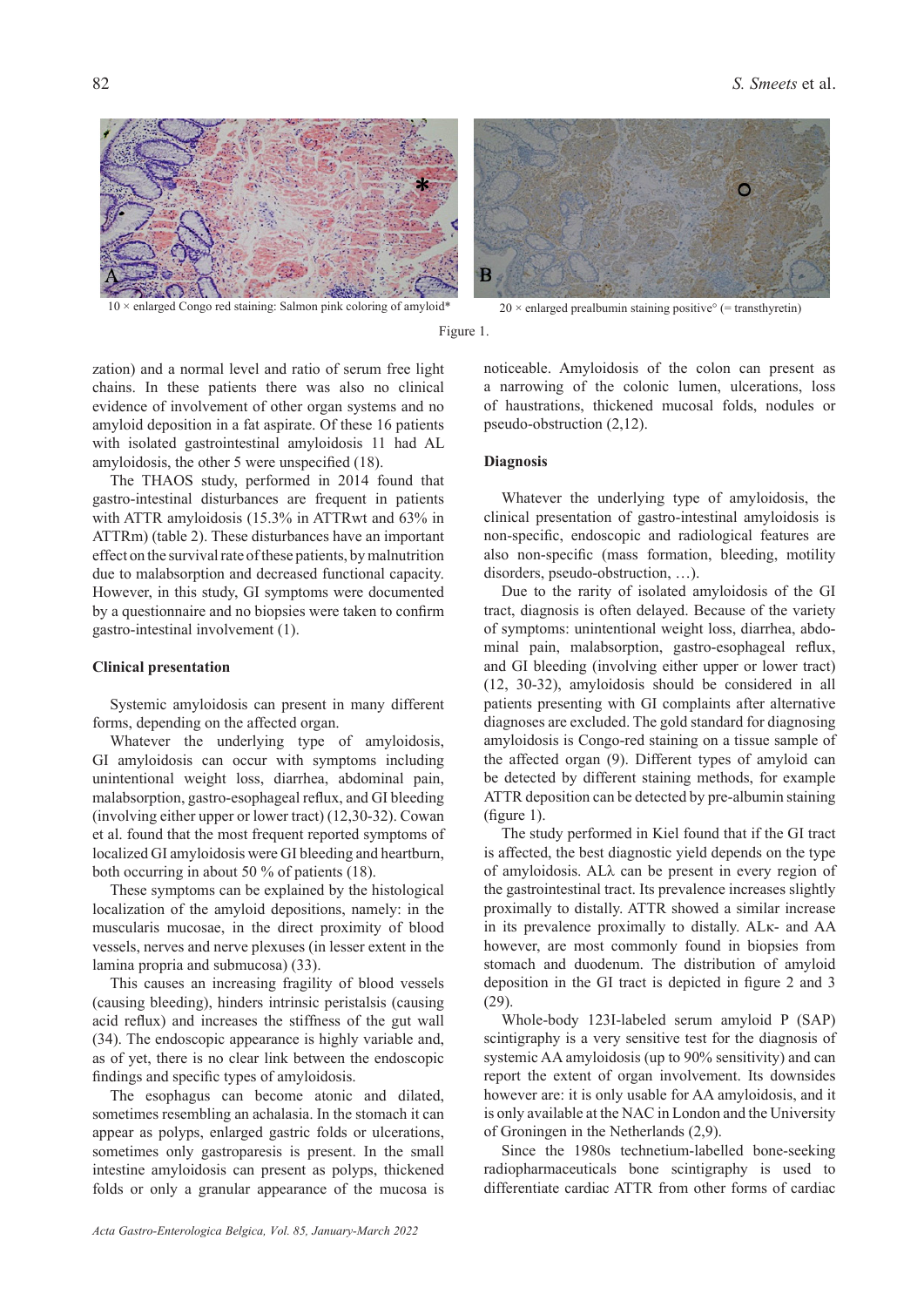10 × enlarged Congo red staining: Salmon pink coloring of amyloid*

20 × enlarged prealbumin staining positive° (= transthyretin)

Figure 1.

zation) and a normal level and ratio of serum free light chains. In these patients there was also no clinical evidence of involvement of other organ systems and no amyloid deposition in a fat aspirate. Of these 16 patients with isolated gastrointestinal amyloidosis 11 had AL amyloidosis, the other 5 were unspecified (18).

The THAOS study, performed in 2014 found that gastro-intestinal disturbances are frequent in patients with ATTR amyloidosis (15.3% in ATTRwt and 63% in ATTRm) (table 2). These disturbances have an important effect on the survival rate of these patients, by malnutrition due to malabsorption and decreased functional capacity. However, in this study, GI symptoms were documented by a questionnaire and no biopsies were taken to confirm gastro-intestinal involvement (1).

**Clinical presentation**

Systemic amyloidosis can present in many different forms, depending on the affected organ.

Whatever the underlying type of amyloidosis, GI amyloidosis can occur with symptoms including unintentional weight loss, diarrhea, abdominal pain, malabsorption, gastro-esophageal reflux, and GI bleeding (involving either upper or lower tract) (12,30-32). Cowan et al. found that the most frequent reported symptoms of localized GI amyloidosis were GI bleeding and heartburn, both occurring in about 50 % of patients (18).

These symptoms can be explained by the histological localization of the amyloid depositions, namely: in the muscularis mucosae, in the direct proximity of blood vessels, nerves and nerve plexuses (in lesser extent in the lamina propria and submucosa) (33).

This causes an increasing fragility of blood vessels (causing bleeding), hinders intrinsic peristalsis (causing acid reflux) and increases the stiffness of the gut wall (34). The endoscopic appearance is highly variable and, as of yet, there is no clear link between the endoscopic findings and specific types of amyloidosis.

The esophagus can become atonic and dilated, sometimes resembling an achalasia. In the stomach it can appear as polyps, enlarged gastric folds or ulcerations, sometimes only gastroparesis is present. In the small intestine amyloidosis can present as polyps, thickened folds or only a granular appearance of the mucosa is noticeable. Amyloidosis of the colon can present as a narrowing of the colonic lumen, ulcerations, loss of haustrations, thickened mucosal folds, nodules or pseudo-obstruction (2,12).

**Diagnosis**

Whatever the underlying type of amyloidosis, the clinical presentation of gastro-intestinal amyloidosis is non-specific, endoscopic and radiological features are also non-specific (mass formation, bleeding, motility disorders, pseudo-obstruction, …).

Due to the rarity of isolated amyloidosis of the GI tract, diagnosis is often delayed. Because of the variety of symptoms: unintentional weight loss, diarrhea, abdominal pain, malabsorption, gastro-esophageal reflux, and GI bleeding (involving either upper or lower tract) (12, 30-32), amyloidosis should be considered in all patients presenting with GI complaints after alternative diagnoses are excluded. The gold standard for diagnosing amyloidosis is Congo-red staining on a tissue sample of the affected organ (9). Different types of amyloid can be detected by different staining methods, for example ATTR deposition can be detected by pre-albumin staining (figure 1).

The study performed in Kiel found that if the GI tract is affected, the best diagnostic yield depends on the type of amyloidosis. ALλ can be present in every region of the gastrointestinal tract. Its prevalence increases slightly proximally to distally. ATTR showed a similar increase in its prevalence proximally to distally. ALκ- and AA however, are most commonly found in biopsies from stomach and duodenum. The distribution of amyloid deposition in the GI tract is depicted in figure 2 and 3 (29).

Whole-body 123I-labeled serum amyloid P (SAP) scintigraphy is a very sensitive test for the diagnosis of systemic AA amyloidosis (up to 90% sensitivity) and can report the extent of organ involvement. Its downsides however are: it is only usable for AA amyloidosis, and it is only available at the NAC in London and the University of Groningen in the Netherlands (2,9).

Since the 1980s technetium-labelled bone-seeking radiopharmaceuticals bone scintigraphy is used to differentiate cardiac ATTR from other forms of cardiac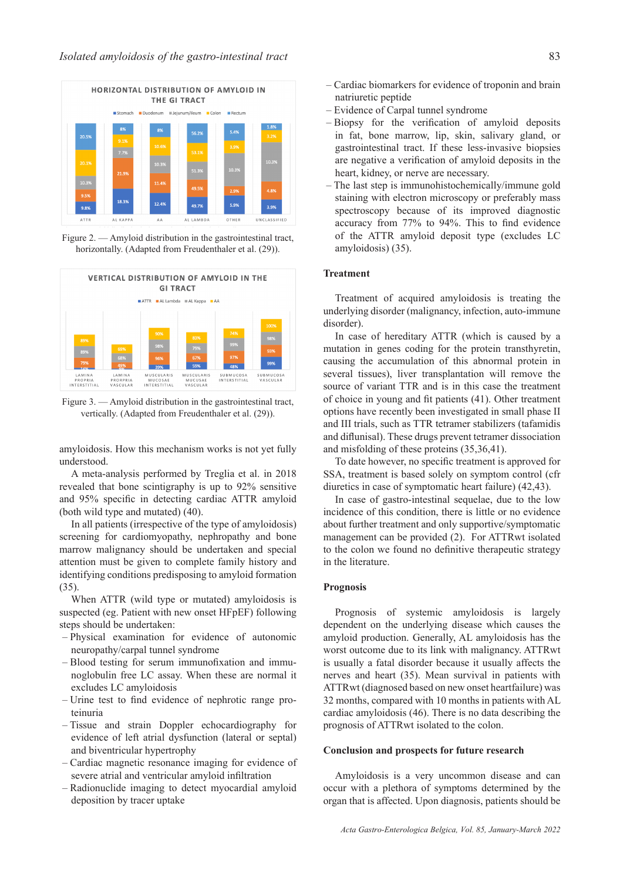HORIZONTAL DISTRIBUTION OF AMYLOID IN THE GI TRACT

Stomach · Duodenum · Jejunum/Ileum · Colon · Rectum

ATTR: 20.5%, 20.1%, 10.3%, 9.5%, 9.8%
AL KAPPA: 8%, 9.1%, 7.7%, 21.9%, 18.3%
AA: 8%, 10.6%, 10.3%, 11.4%, 12.4%
AL LAMBDA: 56.2%, 53.1%, 51.3%, 49.5%, 49.7%
OTHER: 5.4%, 3.3%, 10.3%, 2.9%, 5.9%
UNCLASSIFIED: 1.8%, 3.2%, 10.3%, 4.8%, 3.9%

Figure 2. — Amyloid distribution in the gastrointestinal tract, horizontally. (Adapted from Freudenthaler et al. (29)).

VERTICAL DISTRIBUTION OF AMYLOID IN THE GI TRACT

ATTR · AL Lambda · AL Kappa · AA

LAMINA PROPRIA INTERSTITIAL: 89%, 89%, 79%
LAMINA PRORPRIA VASCULAR: 89%, 68%, 49%
MUSCULARIS MUCOSAE INTERSTITIAL: 90%, 98%, 96%, 39%
MUSCULARIS MUCOSAE VASCULAR: 83%, 79%, 67%, 59%
SUBMUCOSA INTERSTITIAL: 74%, 99%, 97%, 48%
SUBMUCOSA VASCULAR: 100%, 98%, 93%, 99%

Figure 3. — Amyloid distribution in the gastrointestinal tract, vertically. (Adapted from Freudenthaler et al. (29)).

amyloidosis. How this mechanism works is not yet fully understood.

A meta-analysis performed by Treglia et al. in 2018 revealed that bone scintigraphy is up to 92% sensitive and 95% specific in detecting cardiac ATTR amyloid (both wild type and mutated) (40).

In all patients (irrespective of the type of amyloidosis) screening for cardiomyopathy, nephropathy and bone marrow malignancy should be undertaken and special attention must be given to complete family history and identifying conditions predisposing to amyloid formation (35).

When ATTR (wild type or mutated) amyloidosis is suspected (eg. Patient with new onset HFpEF) following steps should be undertaken:

- Physical examination for evidence of autonomic neuropathy/carpal tunnel syndrome
- Blood testing for serum immunofixation and immunoglobulin free LC assay. When these are normal it excludes LC amyloidosis
- Urine test to find evidence of nephrotic range proteinuria
- Tissue and strain Doppler echocardiography for evidence of left atrial dysfunction (lateral or septal) and biventricular hypertrophy
- Cardiac magnetic resonance imaging for evidence of severe atrial and ventricular amyloid infiltration
- Radionuclide imaging to detect myocardial amyloid deposition by tracer uptake
- Cardiac biomarkers for evidence of troponin and brain natriuretic peptide
- Evidence of Carpal tunnel syndrome
- Biopsy for the verification of amyloid deposits in fat, bone marrow, lip, skin, salivary gland, or gastrointestinal tract. If these less-invasive biopsies are negative a verification of amyloid deposits in the heart, kidney, or nerve are necessary.
- The last step is immunohistochemically/immune gold staining with electron microscopy or preferably mass spectroscopy because of its improved diagnostic accuracy from 77% to 94%. This to find evidence of the ATTR amyloid deposit type (excludes LC amyloidosis) (35).

## Treatment

Treatment of acquired amyloidosis is treating the underlying disorder (malignancy, infection, auto-immune disorder).

In case of hereditary ATTR (which is caused by a mutation in genes coding for the protein transthyretin, causing the accumulation of this abnormal protein in several tissues), liver transplantation will remove the source of variant TTR and is in this case the treatment of choice in young and fit patients (41). Other treatment options have recently been investigated in small phase II and III trials, such as TTR tetramer stabilizers (tafamidis and diflunisal). These drugs prevent tetramer dissociation and misfolding of these proteins (35,36,41).

To date however, no specific treatment is approved for SSA, treatment is based solely on symptom control (cfr diuretics in case of symptomatic heart failure) (42,43).

In case of gastro-intestinal sequelae, due to the low incidence of this condition, there is little or no evidence about further treatment and only supportive/symptomatic management can be provided (2). For ATTRwt isolated to the colon we found no definitive therapeutic strategy in the literature.

## Prognosis

Prognosis of systemic amyloidosis is largely dependent on the underlying disease which causes the amyloid production. Generally, AL amyloidosis has the worst outcome due to its link with malignancy. ATTRwt is usually a fatal disorder because it usually affects the nerves and heart (35). Mean survival in patients with ATTRwt (diagnosed based on new onset heartfailure) was 32 months, compared with 10 months in patients with AL cardiac amyloidosis (46). There is no data describing the prognosis of ATTRwt isolated to the colon.

## Conclusion and prospects for future research

Amyloidosis is a very uncommon disease and can occur with a plethora of symptoms determined by the organ that is affected. Upon diagnosis, patients should be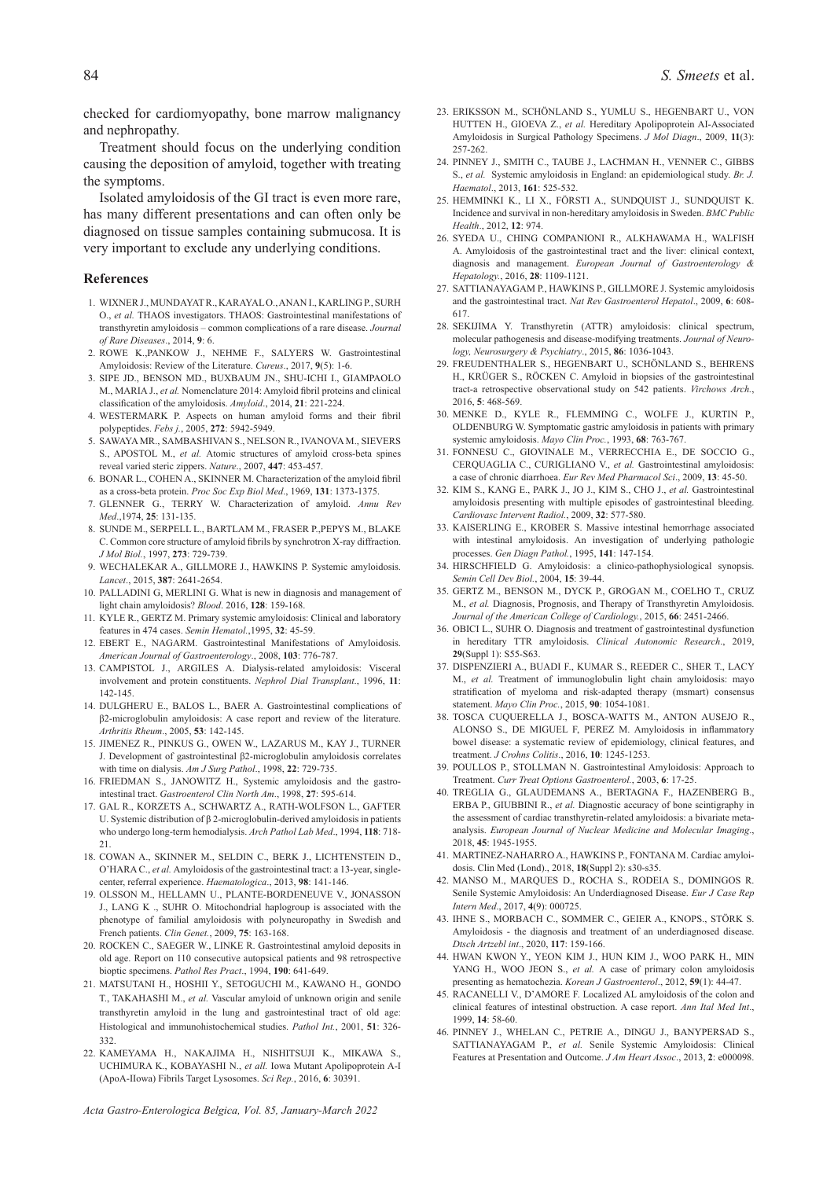checked for cardiomyopathy, bone marrow malignancy and nephropathy.

Treatment should focus on the underlying condition causing the deposition of amyloid, together with treating the symptoms.

Isolated amyloidosis of the GI tract is even more rare, has many different presentations and can often only be diagnosed on tissue samples containing submucosa. It is very important to exclude any underlying conditions.

## References

1. WIXNER J., MUNDAYAT R., KARAYAL O., ANAN I., KARLING P., SURH O., *et al.* THAOS investigators. THAOS: Gastrointestinal manifestations of transthyretin amyloidosis – common complications of a rare disease. *Journal of Rare Diseases*., 2014, **9**: 6.
2. ROWE K.,PANKOW J., NEHME F., SALYERS W. Gastrointestinal Amyloidosis: Review of the Literature. *Cureus*., 2017, **9**(5): 1-6.
3. SIPE JD., BENSON MD., BUXBAUM JN., SHU-ICHI I., GIAMPAOLO M., MARIA J., *et al.* Nomenclature 2014: Amyloid fibril proteins and clinical classification of the amyloidosis. *Amyloid*., 2014, **21**: 221-224.
4. WESTERMARK P. Aspects on human amyloid forms and their fibril polypeptides. *Febs j.*, 2005, **272**: 5942-5949.
5. SAWAYA MR., SAMBASHIVAN S., NELSON R., IVANOVA M., SIEVERS S., APOSTOL M., *et al.* Atomic structures of amyloid cross-beta spines reveal varied steric zippers. *Nature*., 2007, **447**: 453-457.
6. BONAR L., COHEN A., SKINNER M. Characterization of the amyloid fibril as a cross-beta protein. *Proc Soc Exp Biol Med*., 1969, **131**: 1373-1375.
7. GLENNER G., TERRY W. Characterization of amyloid. *Annu Rev Med*.,1974, **25**: 131-135.
8. SUNDE M., SERPELL L., BARTLAM M., FRASER P.,PEPYS M., BLAKE C. Common core structure of amyloid fibrils by synchrotron X-ray diffraction. *J Mol Biol.*, 1997, **273**: 729-739.
9. WECHALEKAR A., GILLMORE J., HAWKINS P. Systemic amyloidosis. *Lancet*., 2015, **387**: 2641-2654.
10. PALLADINI G, MERLINI G. What is new in diagnosis and management of light chain amyloidosis? *Blood*. 2016, **128**: 159-168.
11. KYLE R., GERTZ M. Primary systemic amyloidosis: Clinical and laboratory features in 474 cases. *Semin Hematol.*,1995, **32**: 45-59.
12. EBERT E., NAGARM. Gastrointestinal Manifestations of Amyloidosis. *American Journal of Gastroenterology*., 2008, **103**: 776-787.
13. CAMPISTOL J., ARGILES A. Dialysis-related amyloidosis: Visceral involvement and protein constituents. *Nephrol Dial Transplant*., 1996, **11**: 142-145.
14. DULGHERU E., BALOS L., BAER A. Gastrointestinal complications of β2-microglobulin amyloidosis: A case report and review of the literature. *Arthritis Rheum*., 2005, **53**: 142-145.
15. JIMENEZ R., PINKUS G., OWEN W., LAZARUS M., KAY J., TURNER J. Development of gastrointestinal β2-microglobulin amyloidosis correlates with time on dialysis. *Am J Surg Pathol*., 1998, **22**: 729-735.
16. FRIEDMAN S., JANOWITZ H., Systemic amyloidosis and the gastrointestinal tract. *Gastroenterol Clin North Am*., 1998, **27**: 595-614.
17. GAL R., KORZETS A., SCHWARTZ A., RATH-WOLFSON L., GAFTER U. Systemic distribution of β 2-microglobulin-derived amyloidosis in patients who undergo long-term hemodialysis. *Arch Pathol Lab Med*., 1994, **118**: 718-21.
18. COWAN A., SKINNER M., SELDIN C., BERK J., LICHTENSTEIN D., O'HARA C., *et al.* Amyloidosis of the gastrointestinal tract: a 13-year, single-center, referral experience. *Haematologica*., 2013, **98**: 141-146.
19. OLSSON M., HELLAMN U., PLANTE-BORDENEUVE V., JONASSON J., LANG K ., SUHR O. Mitochondrial haplogroup is associated with the phenotype of familial amyloidosis with polyneuropathy in Swedish and French patients. *Clin Genet.*, 2009, **75**: 163-168.
20. ROCKEN C., SAEGER W., LINKE R. Gastrointestinal amyloid deposits in old age. Report on 110 consecutive autopsical patients and 98 retrospective bioptic specimens. *Pathol Res Pract*., 1994, **190**: 641-649.
21. MATSUTANI H., HOSHII Y., SETOGUCHI M., KAWANO H., GONDO T., TAKAHASHI M., *et al.* Vascular amyloid of unknown origin and senile transthyretin amyloid in the lung and gastrointestinal tract of old age: Histological and immunohistochemical studies. *Pathol Int.*, 2001, **51**: 326-332.
22. KAMEYAMA H., NAKAJIMA H., NISHITSUJI K., MIKAWA S., UCHIMURA K., KOBAYASHI N., *et all.* Iowa Mutant Apolipoprotein A-I (ApoA-IIowa) Fibrils Target Lysosomes. *Sci Rep.*, 2016, **6**: 30391.
23. ERIKSSON M., SCHÖNLAND S., YUMLU S., HEGENBART U., VON HUTTEN H., GIOEVA Z., *et al.* Hereditary Apolipoprotein AI-Associated Amyloidosis in Surgical Pathology Specimens. *J Mol Diagn*., 2009, **11**(3): 257-262.
24. PINNEY J., SMITH C., TAUBE J., LACHMAN H., VENNER C., GIBBS S., *et al.* Systemic amyloidosis in England: an epidemiological study. *Br. J. Haematol*., 2013, **161**: 525-532.
25. HEMMINKI K., LI X., FÖRSTI A., SUNDQUIST J., SUNDQUIST K. Incidence and survival in non-hereditary amyloidosis in Sweden. *BMC Public Health*., 2012, **12**: 974.
26. SYEDA U., CHING COMPANIONI R., ALKHAWAMA H., WALFISH A. Amyloidosis of the gastrointestinal tract and the liver: clinical context, diagnosis and management. *European Journal of Gastroenterology & Hepatology.*, 2016, **28**: 1109-1121.
27. SATTIANAYAGAM P., HAWKINS P., GILLMORE J. Systemic amyloidosis and the gastrointestinal tract. *Nat Rev Gastroenterol Hepatol*., 2009, **6**: 608-617.
28. SEKIJIMA Y. Transthyretin (ATTR) amyloidosis: clinical spectrum, molecular pathogenesis and disease-modifying treatments. *Journal of Neurology, Neurosurgery & Psychiatry*., 2015, **86**: 1036-1043.
29. FREUDENTHALER S., HEGENBART U., SCHÖNLAND S., BEHRENS H., KRÜGER S., RÖCKEN C. Amyloid in biopsies of the gastrointestinal tract-a retrospective observational study on 542 patients. *Virchows Arch.*, 2016, **5**: 468-569.
30. MENKE D., KYLE R., FLEMMING C., WOLFE J., KURTIN P., OLDENBURG W. Symptomatic gastric amyloidosis in patients with primary systemic amyloidosis. *Mayo Clin Proc.*, 1993, **68**: 763-767.
31. FONNESU C., GIOVINALE M., VERRECCHIA E., DE SOCCIO G., CERQUAGLIA C., CURIGLIANO V., *et al.* Gastrointestinal amyloidosis: a case of chronic diarrhoea. *Eur Rev Med Pharmacol Sci*., 2009, **13**: 45-50.
32. KIM S., KANG E., PARK J., JO J., KIM S., CHO J., *et al.* Gastrointestinal amyloidosis presenting with multiple episodes of gastrointestinal bleeding. *Cardiovasc Intervent Radiol.*, 2009, **32**: 577-580.
33. KAISERLING E., KROBER S. Massive intestinal hemorrhage associated with intestinal amyloidosis. An investigation of underlying pathologic processes. *Gen Diagn Pathol.*, 1995, **141**: 147-154.
34. HIRSCHFIELD G. Amyloidosis: a clinico-pathophysiological synopsis. *Semin Cell Dev Biol.*, 2004, **15**: 39-44.
35. GERTZ M., BENSON M., DYCK P., GROGAN M., COELHO T., CRUZ M., *et al.* Diagnosis, Prognosis, and Therapy of Transthyretin Amyloidosis. *Journal of the American College of Cardiology.*, 2015, **66**: 2451-2466.
36. OBICI L., SUHR O. Diagnosis and treatment of gastrointestinal dysfunction in hereditary TTR amyloidosis. *Clinical Autonomic Research*., 2019, **29**(Suppl 1): S55-S63.
37. DISPENZIERI A., BUADI F., KUMAR S., REEDER C., SHER T., LACY M., *et al.* Treatment of immunoglobulin light chain amyloidosis: mayo stratification of myeloma and risk-adapted therapy (msmart) consensus statement. *Mayo Clin Proc.*, 2015, **90**: 1054-1081.
38. TOSCA CUQUERELLA J., BOSCA-WATTS M., ANTON AUSEJO R., ALONSO S., DE MIGUEL F, PEREZ M. Amyloidosis in inflammatory bowel disease: a systematic review of epidemiology, clinical features, and treatment. *J Crohns Colitis*., 2016, **10**: 1245-1253.
39. POULLOS P., STOLLMAN N. Gastrointestinal Amyloidosis: Approach to Treatment. *Curr Treat Options Gastroenterol.*, 2003, **6**: 17-25.
40. TREGLIA G., GLAUDEMANS A., BERTAGNA F., HAZENBERG B., ERBA P., GIUBBINI R., *et al.* Diagnostic accuracy of bone scintigraphy in the assessment of cardiac transthyretin-related amyloidosis: a bivariate meta-analysis. *European Journal of Nuclear Medicine and Molecular Imaging*., 2018, **45**: 1945-1955.
41. MARTINEZ-NAHARRO A., HAWKINS P., FONTANA M. Cardiac amyloidosis. Clin Med (Lond)., 2018, **18**(Suppl 2): s30-s35.
42. MANSO M., MARQUES D., ROCHA S., RODEIA S., DOMINGOS R. Senile Systemic Amyloidosis: An Underdiagnosed Disease. *Eur J Case Rep Intern Med*., 2017, **4**(9): 000725.
43. IHNE S., MORBACH C., SOMMER C., GEIER A., KNOPS., STÖRK S. Amyloidosis - the diagnosis and treatment of an underdiagnosed disease. *Dtsch Artzebl int*., 2020, **117**: 159-166.
44. HWAN KWON Y., YEON KIM J., HUN KIM J., WOO PARK H., MIN YANG H., WOO JEON S., *et al.* A case of primary colon amyloidosis presenting as hematochezia. *Korean J Gastroenterol*., 2012, **59**(1): 44-47.
45. RACANELLI V., D'AMORE F. Localized AL amyloidosis of the colon and clinical features of intestinal obstruction. A case report. *Ann Ital Med Int*., 1999, **14**: 58-60.
46. PINNEY J., WHELAN C., PETRIE A., DINGU J., BANYPERSAD S., SATTIANAYAGAM P., *et al.* Senile Systemic Amyloidosis: Clinical Features at Presentation and Outcome. *J Am Heart Assoc*., 2013, **2**: e000098.